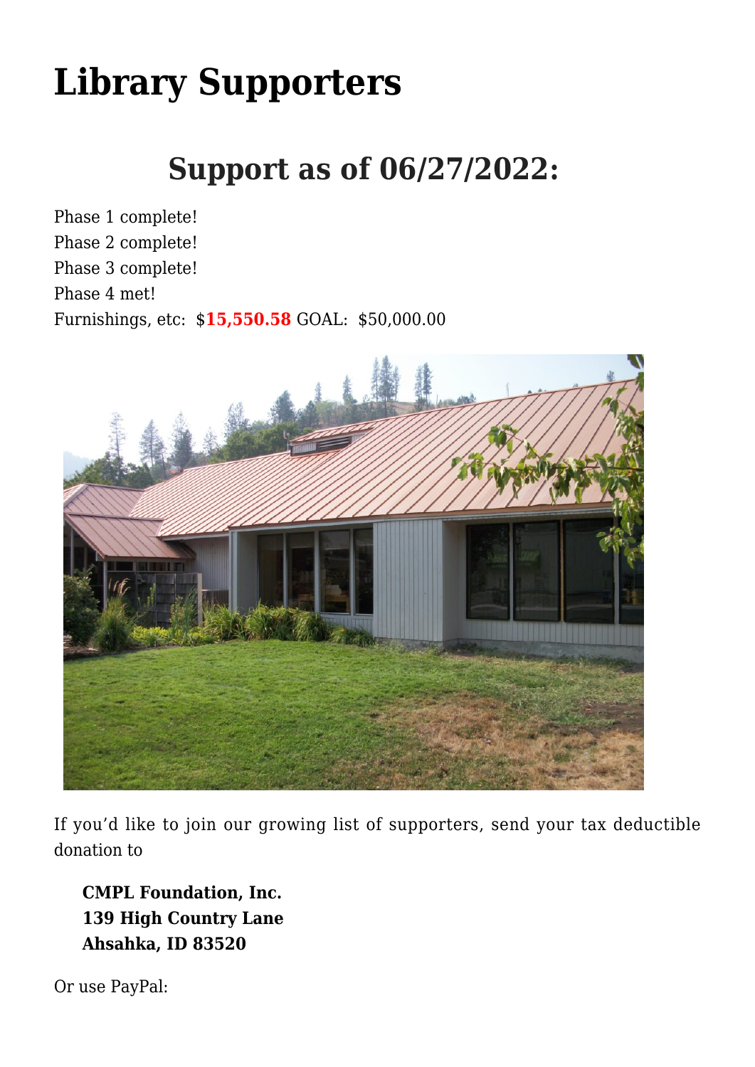# Library Supporters

## Support as of 06/27/2022:

Phase 1 complete!
Phase 2 complete!
Phase 3 complete!
Phase 4 met!
Furnishings, etc: $**15,550.58** GOAL: $50,000.00

If you'd like to join our growing list of supporters, send your tax deductible donation to

> **CMPL Foundation, Inc.**
> **139 High Country Lane**
> **Ahsahka, ID 83520**

Or use PayPal: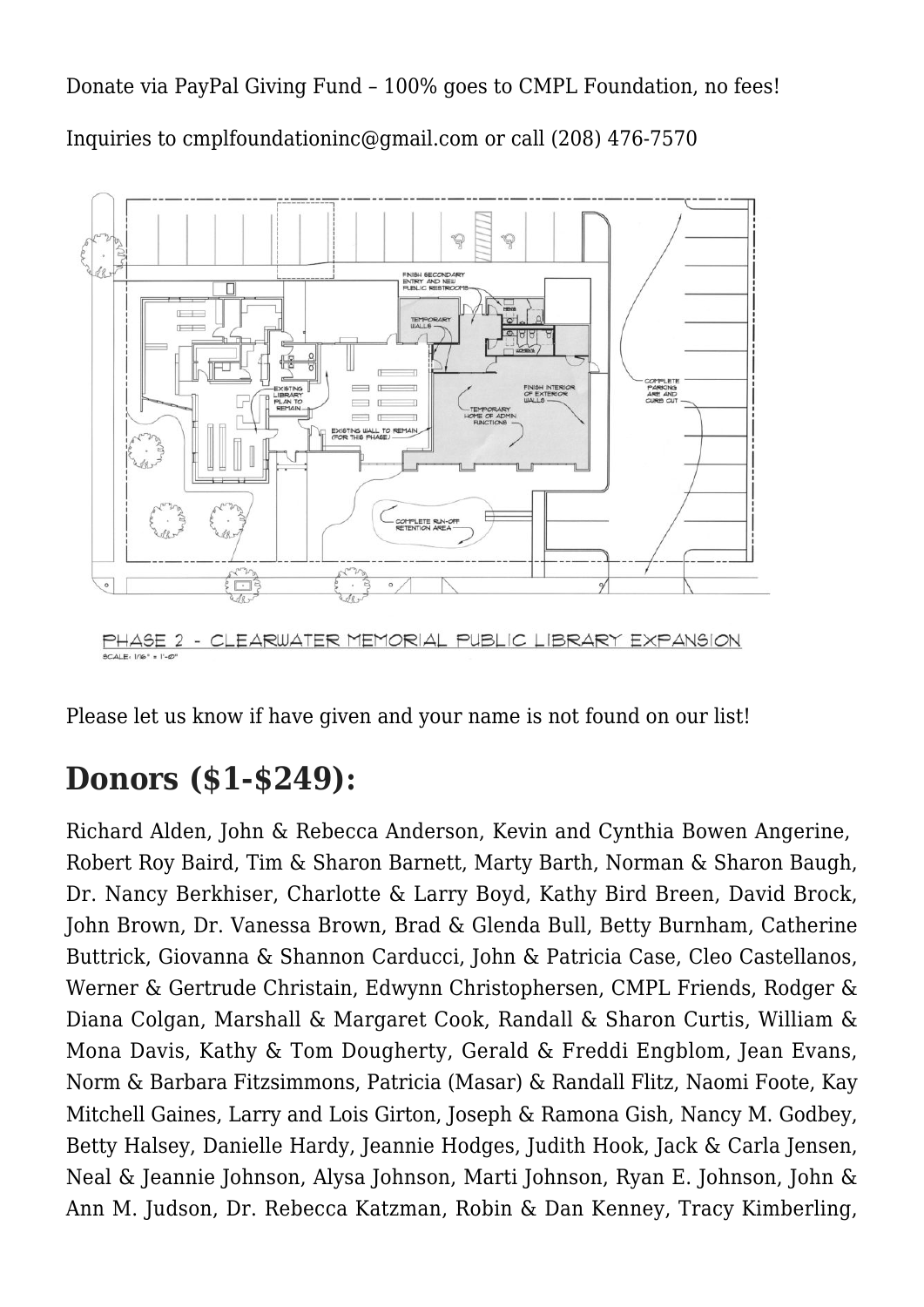Donate via PayPal Giving Fund – 100% goes to CMPL Foundation, no fees!

Inquiries to cmplfoundationinc@gmail.com or call (208) 476-7570

PHASE 2 - CLEARWATER MEMORIAL PUBLIC LIBRARY EXPANSION

SCALE: 1/16" = 1'-0"

Please let us know if have given and your name is not found on our list!

## Donors ($1-$249):

Richard Alden, John & Rebecca Anderson, Kevin and Cynthia Bowen Angerine, Robert Roy Baird, Tim & Sharon Barnett, Marty Barth, Norman & Sharon Baugh, Dr. Nancy Berkhiser, Charlotte & Larry Boyd, Kathy Bird Breen, David Brock, John Brown, Dr. Vanessa Brown, Brad & Glenda Bull, Betty Burnham, Catherine Buttrick, Giovanna & Shannon Carducci, John & Patricia Case, Cleo Castellanos, Werner & Gertrude Christain, Edwynn Christophersen, CMPL Friends, Rodger & Diana Colgan, Marshall & Margaret Cook, Randall & Sharon Curtis, William & Mona Davis, Kathy & Tom Dougherty, Gerald & Freddi Engblom, Jean Evans, Norm & Barbara Fitzsimmons, Patricia (Masar) & Randall Flitz, Naomi Foote, Kay Mitchell Gaines, Larry and Lois Girton, Joseph & Ramona Gish, Nancy M. Godbey, Betty Halsey, Danielle Hardy, Jeannie Hodges, Judith Hook, Jack & Carla Jensen, Neal & Jeannie Johnson, Alysa Johnson, Marti Johnson, Ryan E. Johnson, John & Ann M. Judson, Dr. Rebecca Katzman, Robin & Dan Kenney, Tracy Kimberling,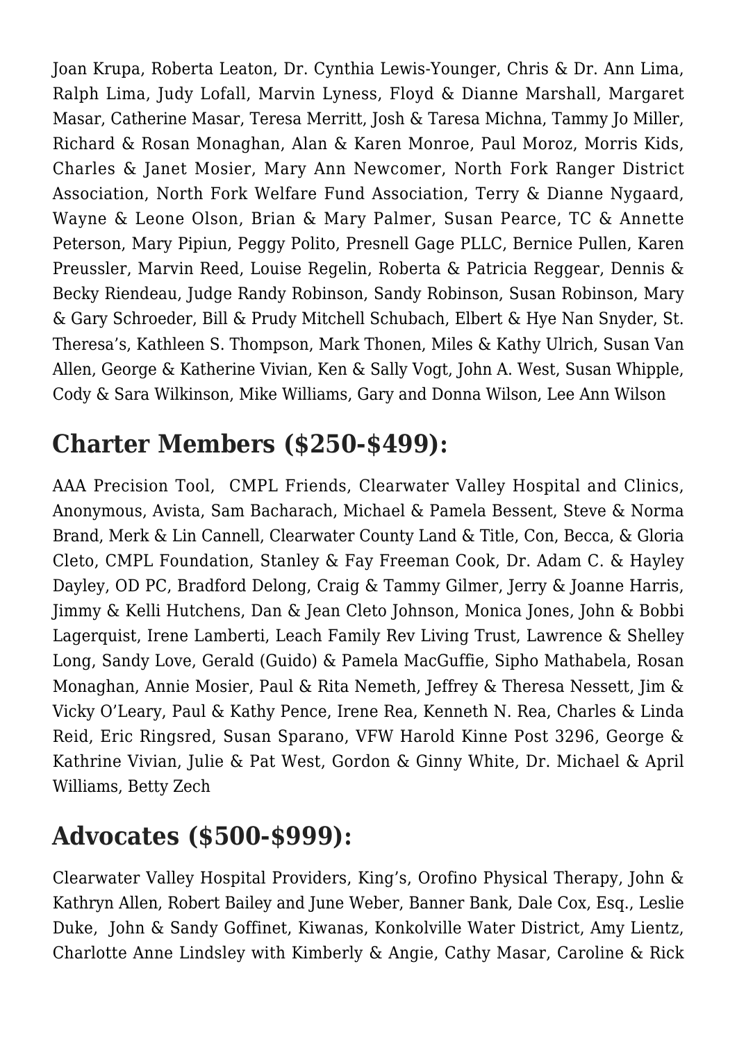Joan Krupa, Roberta Leaton, Dr. Cynthia Lewis-Younger, Chris & Dr. Ann Lima, Ralph Lima, Judy Lofall, Marvin Lyness, Floyd & Dianne Marshall, Margaret Masar, Catherine Masar, Teresa Merritt, Josh & Taresa Michna, Tammy Jo Miller, Richard & Rosan Monaghan, Alan & Karen Monroe, Paul Moroz, Morris Kids, Charles & Janet Mosier, Mary Ann Newcomer, North Fork Ranger District Association, North Fork Welfare Fund Association, Terry & Dianne Nygaard, Wayne & Leone Olson, Brian & Mary Palmer, Susan Pearce, TC & Annette Peterson, Mary Pipiun, Peggy Polito, Presnell Gage PLLC, Bernice Pullen, Karen Preussler, Marvin Reed, Louise Regelin, Roberta & Patricia Reggear, Dennis & Becky Riendeau, Judge Randy Robinson, Sandy Robinson, Susan Robinson, Mary & Gary Schroeder, Bill & Prudy Mitchell Schubach, Elbert & Hye Nan Snyder, St. Theresa's, Kathleen S. Thompson, Mark Thonen, Miles & Kathy Ulrich, Susan Van Allen, George & Katherine Vivian, Ken & Sally Vogt, John A. West, Susan Whipple, Cody & Sara Wilkinson, Mike Williams, Gary and Donna Wilson, Lee Ann Wilson

## Charter Members ($250-$499):

AAA Precision Tool, CMPL Friends, Clearwater Valley Hospital and Clinics, Anonymous, Avista, Sam Bacharach, Michael & Pamela Bessent, Steve & Norma Brand, Merk & Lin Cannell, Clearwater County Land & Title, Con, Becca, & Gloria Cleto, CMPL Foundation, Stanley & Fay Freeman Cook, Dr. Adam C. & Hayley Dayley, OD PC, Bradford Delong, Craig & Tammy Gilmer, Jerry & Joanne Harris, Jimmy & Kelli Hutchens, Dan & Jean Cleto Johnson, Monica Jones, John & Bobbi Lagerquist, Irene Lamberti, Leach Family Rev Living Trust, Lawrence & Shelley Long, Sandy Love, Gerald (Guido) & Pamela MacGuffie, Sipho Mathabela, Rosan Monaghan, Annie Mosier, Paul & Rita Nemeth, Jeffrey & Theresa Nessett, Jim & Vicky O'Leary, Paul & Kathy Pence, Irene Rea, Kenneth N. Rea, Charles & Linda Reid, Eric Ringsred, Susan Sparano, VFW Harold Kinne Post 3296, George & Kathrine Vivian, Julie & Pat West, Gordon & Ginny White, Dr. Michael & April Williams, Betty Zech

## Advocates ($500-$999):

Clearwater Valley Hospital Providers, King's, Orofino Physical Therapy, John & Kathryn Allen, Robert Bailey and June Weber, Banner Bank, Dale Cox, Esq., Leslie Duke, John & Sandy Goffinet, Kiwanas, Konkolville Water District, Amy Lientz, Charlotte Anne Lindsley with Kimberly & Angie, Cathy Masar, Caroline & Rick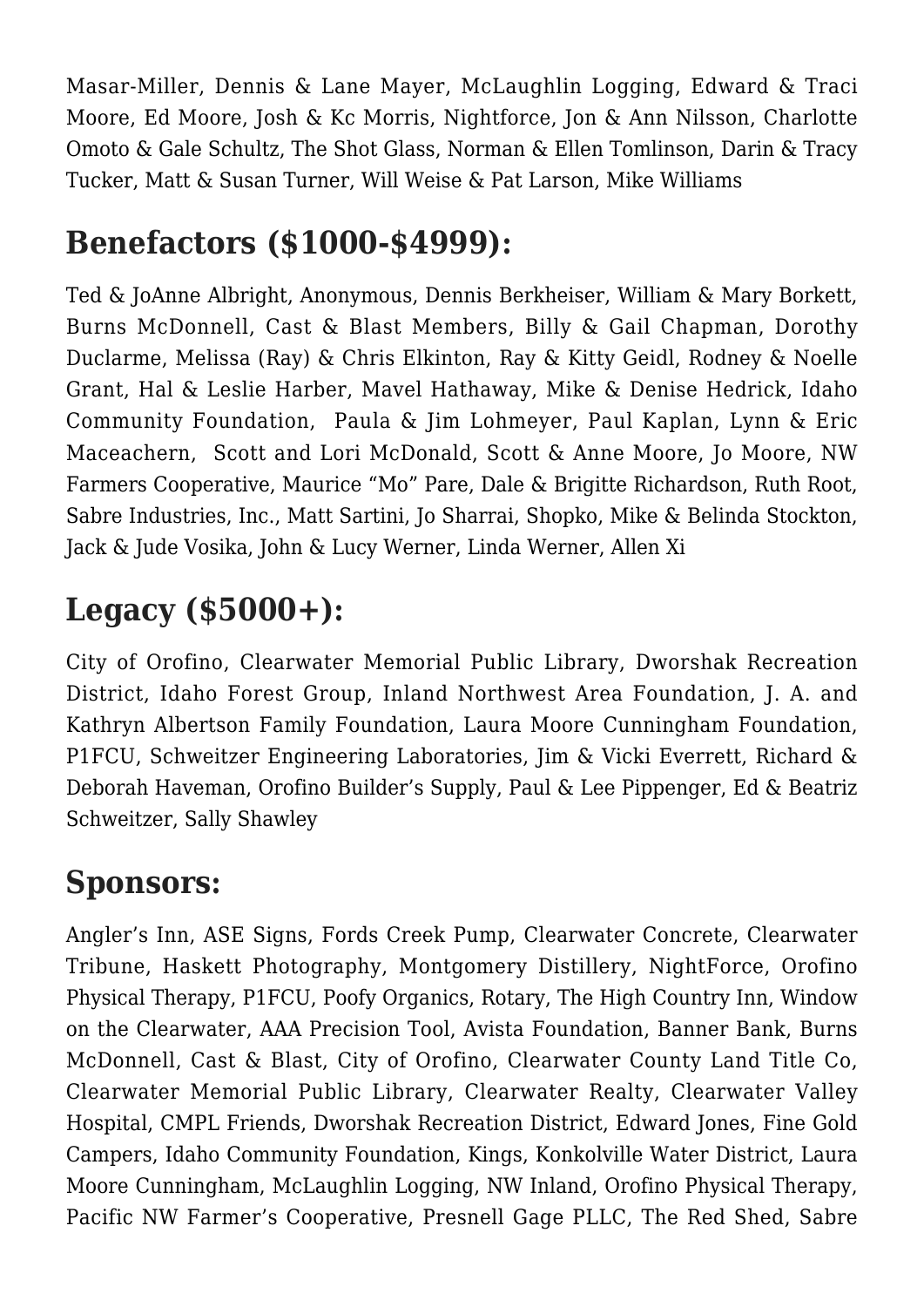Masar-Miller, Dennis & Lane Mayer, McLaughlin Logging, Edward & Traci Moore, Ed Moore, Josh & Kc Morris, Nightforce, Jon & Ann Nilsson, Charlotte Omoto & Gale Schultz, The Shot Glass, Norman & Ellen Tomlinson, Darin & Tracy Tucker, Matt & Susan Turner, Will Weise & Pat Larson, Mike Williams

## Benefactors ($1000-$4999):

Ted & JoAnne Albright, Anonymous, Dennis Berkheiser, William & Mary Borkett, Burns McDonnell, Cast & Blast Members, Billy & Gail Chapman, Dorothy Duclarme, Melissa (Ray) & Chris Elkinton, Ray & Kitty Geidl, Rodney & Noelle Grant, Hal & Leslie Harber, Mavel Hathaway, Mike & Denise Hedrick, Idaho Community Foundation, Paula & Jim Lohmeyer, Paul Kaplan, Lynn & Eric Maceachern, Scott and Lori McDonald, Scott & Anne Moore, Jo Moore, NW Farmers Cooperative, Maurice "Mo" Pare, Dale & Brigitte Richardson, Ruth Root, Sabre Industries, Inc., Matt Sartini, Jo Sharrai, Shopko, Mike & Belinda Stockton, Jack & Jude Vosika, John & Lucy Werner, Linda Werner, Allen Xi

## Legacy ($5000+):

City of Orofino, Clearwater Memorial Public Library, Dworshak Recreation District, Idaho Forest Group, Inland Northwest Area Foundation, J. A. and Kathryn Albertson Family Foundation, Laura Moore Cunningham Foundation, P1FCU, Schweitzer Engineering Laboratories, Jim & Vicki Everrett, Richard & Deborah Haveman, Orofino Builder's Supply, Paul & Lee Pippenger, Ed & Beatriz Schweitzer, Sally Shawley

## Sponsors:

Angler's Inn, ASE Signs, Fords Creek Pump, Clearwater Concrete, Clearwater Tribune, Haskett Photography, Montgomery Distillery, NightForce, Orofino Physical Therapy, P1FCU, Poofy Organics, Rotary, The High Country Inn, Window on the Clearwater, AAA Precision Tool, Avista Foundation, Banner Bank, Burns McDonnell, Cast & Blast, City of Orofino, Clearwater County Land Title Co, Clearwater Memorial Public Library, Clearwater Realty, Clearwater Valley Hospital, CMPL Friends, Dworshak Recreation District, Edward Jones, Fine Gold Campers, Idaho Community Foundation, Kings, Konkolville Water District, Laura Moore Cunningham, McLaughlin Logging, NW Inland, Orofino Physical Therapy, Pacific NW Farmer's Cooperative, Presnell Gage PLLC, The Red Shed, Sabre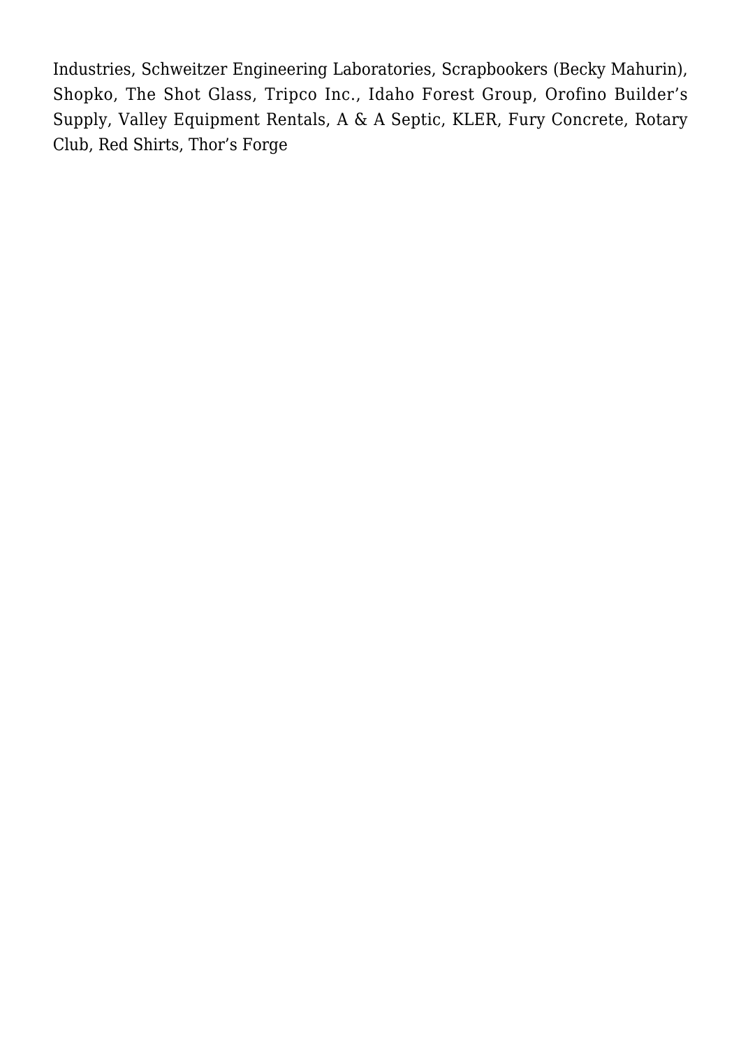Industries, Schweitzer Engineering Laboratories, Scrapbookers (Becky Mahurin), Shopko, The Shot Glass, Tripco Inc., Idaho Forest Group, Orofino Builder's Supply, Valley Equipment Rentals, A & A Septic, KLER, Fury Concrete, Rotary Club, Red Shirts, Thor's Forge